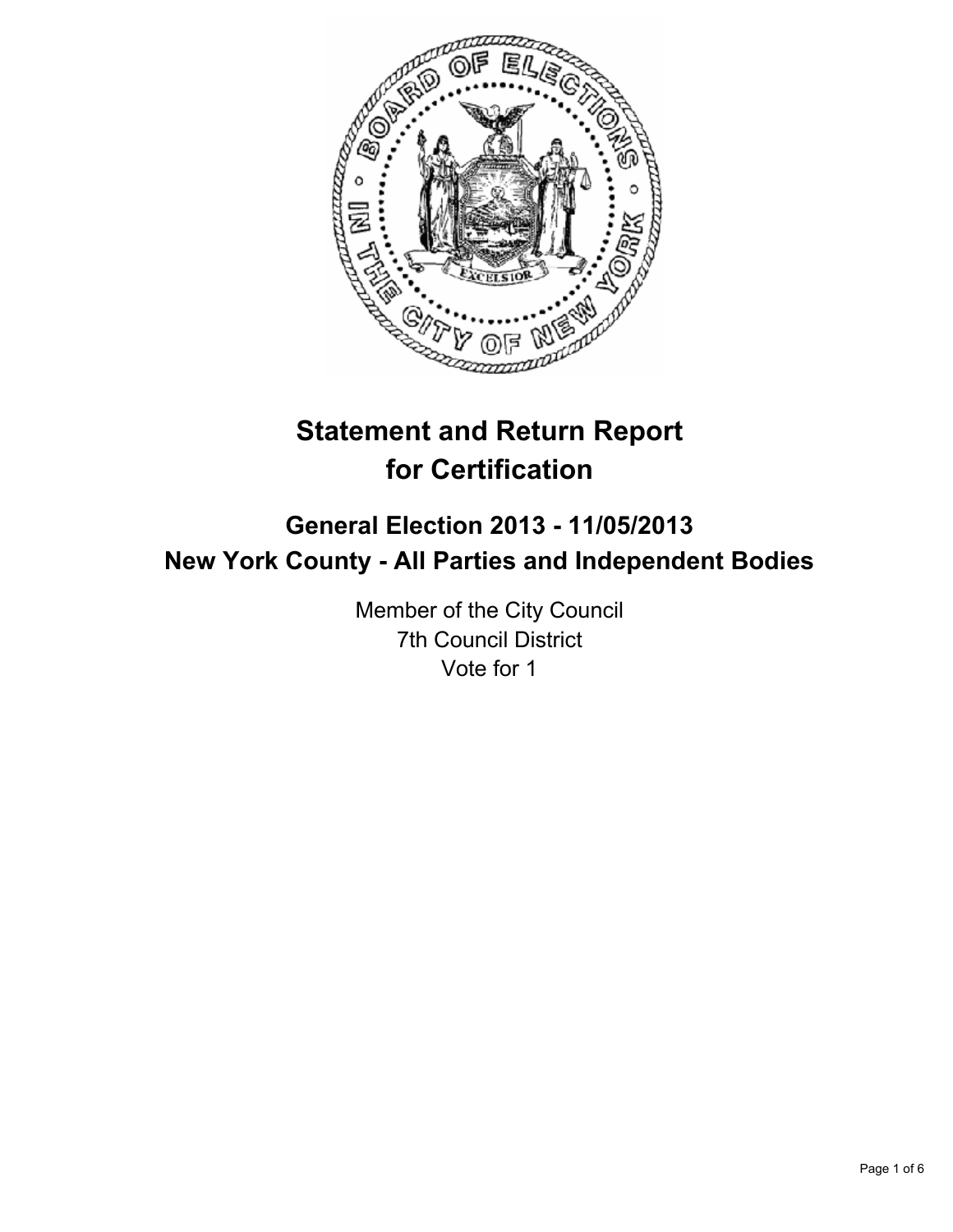# Statement and Return Report for Certification

## General Election 2013 - 11/05/2013
## New York County - All Parties and Independent Bodies

Member of the City Council
7th Council District
Vote for 1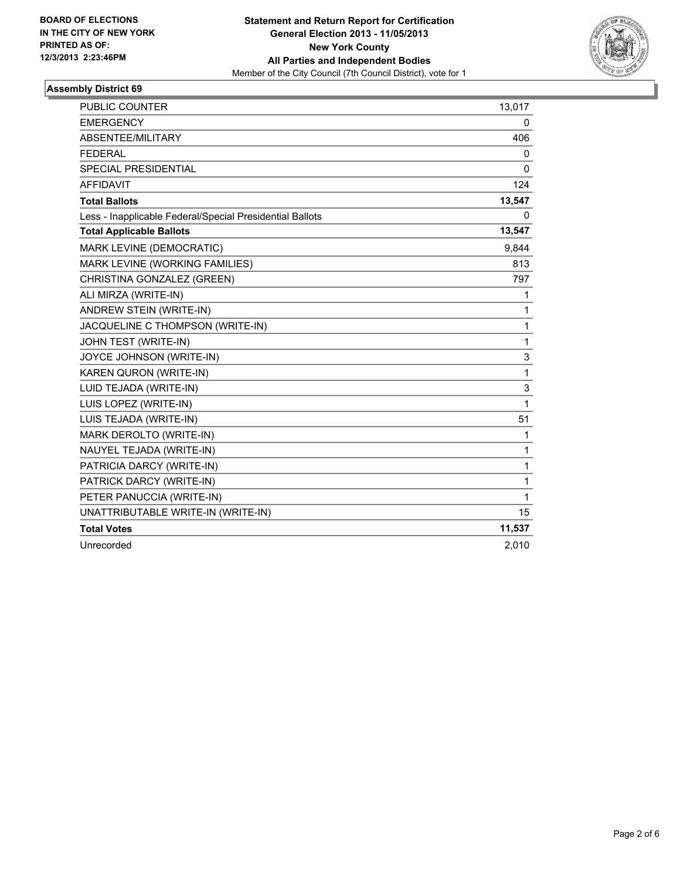BOARD OF ELECTIONS
IN THE CITY OF NEW YORK
PRINTED AS OF:
12/3/2013 2:23:46PM

**Statement and Return Report for Certification**
**General Election 2013 - 11/05/2013**
**New York County**
**All Parties and Independent Bodies**
Member of the City Council (7th Council District), vote for 1

### Assembly District 69

| | |
|---|---|
| PUBLIC COUNTER | 13,017 |
| EMERGENCY | 0 |
| ABSENTEE/MILITARY | 406 |
| FEDERAL | 0 |
| SPECIAL PRESIDENTIAL | 0 |
| AFFIDAVIT | 124 |
| **Total Ballots** | **13,547** |
| Less - Inapplicable Federal/Special Presidential Ballots | 0 |
| **Total Applicable Ballots** | **13,547** |
| MARK LEVINE (DEMOCRATIC) | 9,844 |
| MARK LEVINE (WORKING FAMILIES) | 813 |
| CHRISTINA GONZALEZ (GREEN) | 797 |
| ALI MIRZA (WRITE-IN) | 1 |
| ANDREW STEIN (WRITE-IN) | 1 |
| JACQUELINE C THOMPSON (WRITE-IN) | 1 |
| JOHN TEST (WRITE-IN) | 1 |
| JOYCE JOHNSON (WRITE-IN) | 3 |
| KAREN QURON (WRITE-IN) | 1 |
| LUID TEJADA (WRITE-IN) | 3 |
| LUIS LOPEZ (WRITE-IN) | 1 |
| LUIS TEJADA (WRITE-IN) | 51 |
| MARK DEROLTO (WRITE-IN) | 1 |
| NAUYEL TEJADA (WRITE-IN) | 1 |
| PATRICIA DARCY (WRITE-IN) | 1 |
| PATRICK DARCY (WRITE-IN) | 1 |
| PETER PANUCCIA (WRITE-IN) | 1 |
| UNATTRIBUTABLE WRITE-IN (WRITE-IN) | 15 |
| **Total Votes** | **11,537** |
| Unrecorded | 2,010 |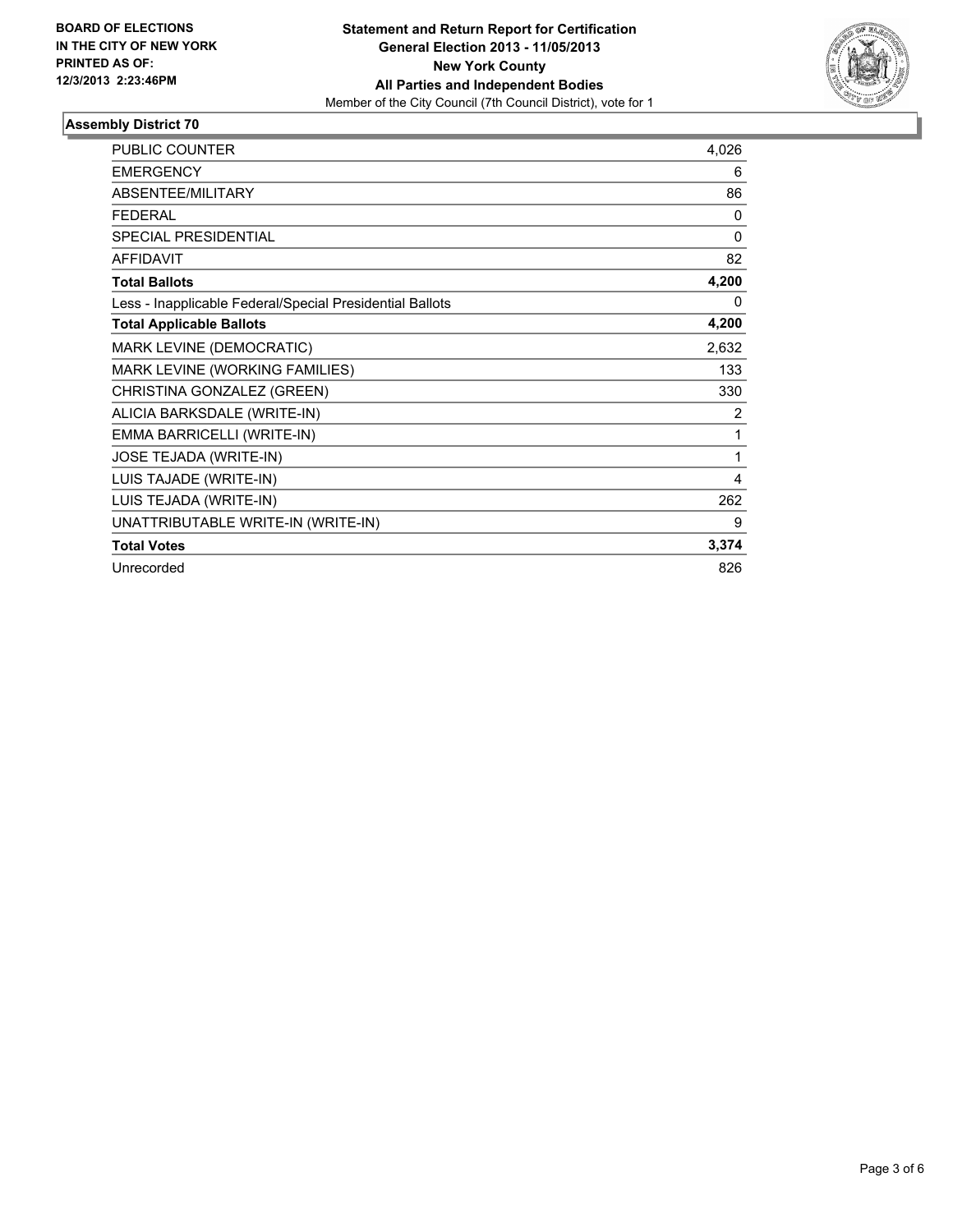BOARD OF ELECTIONS
IN THE CITY OF NEW YORK
PRINTED AS OF:
12/3/2013 2:23:46PM

**Statement and Return Report for Certification**
**General Election 2013 - 11/05/2013**
**New York County**
**All Parties and Independent Bodies**
Member of the City Council (7th Council District), vote for 1

### Assembly District 70

| | |
|---|---|
| PUBLIC COUNTER | 4,026 |
| EMERGENCY | 6 |
| ABSENTEE/MILITARY | 86 |
| FEDERAL | 0 |
| SPECIAL PRESIDENTIAL | 0 |
| AFFIDAVIT | 82 |
| **Total Ballots** | **4,200** |
| Less - Inapplicable Federal/Special Presidential Ballots | 0 |
| **Total Applicable Ballots** | **4,200** |
| MARK LEVINE (DEMOCRATIC) | 2,632 |
| MARK LEVINE (WORKING FAMILIES) | 133 |
| CHRISTINA GONZALEZ (GREEN) | 330 |
| ALICIA BARKSDALE (WRITE-IN) | 2 |
| EMMA BARRICELLI (WRITE-IN) | 1 |
| JOSE TEJADA (WRITE-IN) | 1 |
| LUIS TAJADE (WRITE-IN) | 4 |
| LUIS TEJADA (WRITE-IN) | 262 |
| UNATTRIBUTABLE WRITE-IN (WRITE-IN) | 9 |
| **Total Votes** | **3,374** |
| Unrecorded | 826 |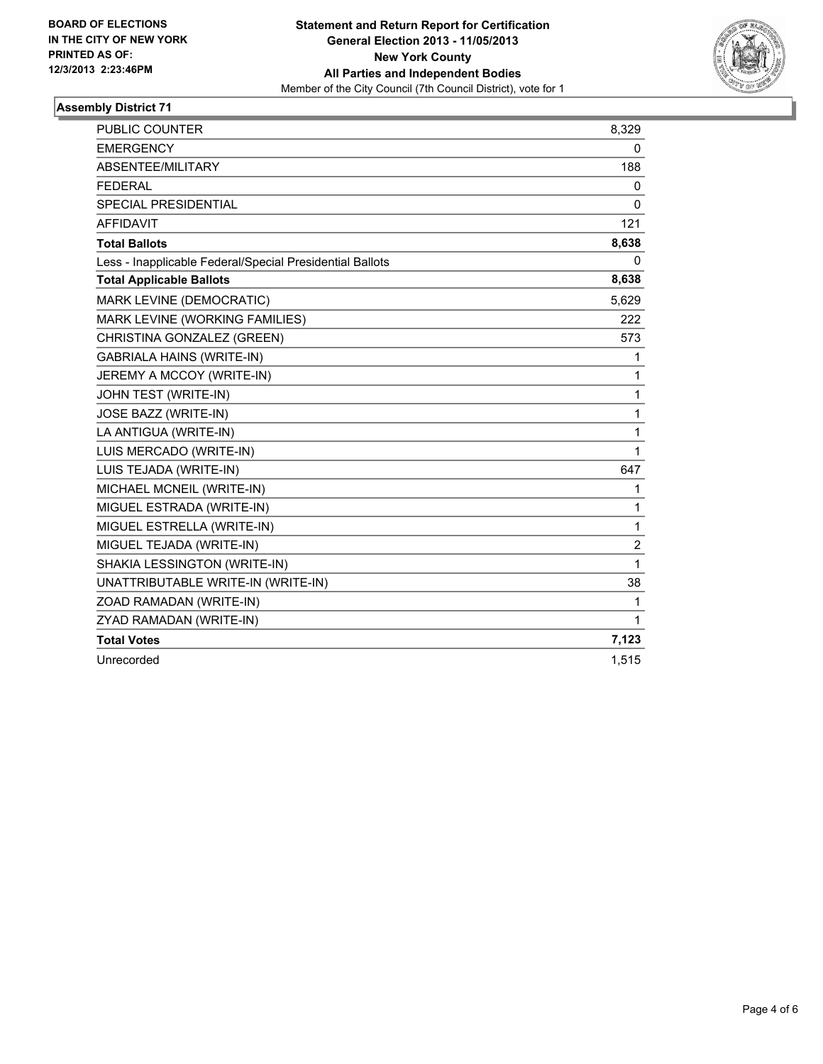**BOARD OF ELECTIONS IN THE CITY OF NEW YORK PRINTED AS OF: 12/3/2013 2:23:46PM**

**Statement and Return Report for Certification General Election 2013 - 11/05/2013 New York County All Parties and Independent Bodies**

Member of the City Council (7th Council District), vote for 1

## Assembly District 71

| | |
|---|---|
| PUBLIC COUNTER | 8,329 |
| EMERGENCY | 0 |
| ABSENTEE/MILITARY | 188 |
| FEDERAL | 0 |
| SPECIAL PRESIDENTIAL | 0 |
| AFFIDAVIT | 121 |
| **Total Ballots** | **8,638** |
| Less - Inapplicable Federal/Special Presidential Ballots | 0 |
| **Total Applicable Ballots** | **8,638** |
| MARK LEVINE (DEMOCRATIC) | 5,629 |
| MARK LEVINE (WORKING FAMILIES) | 222 |
| CHRISTINA GONZALEZ (GREEN) | 573 |
| GABRIALA HAINS (WRITE-IN) | 1 |
| JEREMY A MCCOY (WRITE-IN) | 1 |
| JOHN TEST (WRITE-IN) | 1 |
| JOSE BAZZ (WRITE-IN) | 1 |
| LA ANTIGUA (WRITE-IN) | 1 |
| LUIS MERCADO (WRITE-IN) | 1 |
| LUIS TEJADA (WRITE-IN) | 647 |
| MICHAEL MCNEIL (WRITE-IN) | 1 |
| MIGUEL ESTRADA (WRITE-IN) | 1 |
| MIGUEL ESTRELLA (WRITE-IN) | 1 |
| MIGUEL TEJADA (WRITE-IN) | 2 |
| SHAKIA LESSINGTON (WRITE-IN) | 1 |
| UNATTRIBUTABLE WRITE-IN (WRITE-IN) | 38 |
| ZOAD RAMADAN (WRITE-IN) | 1 |
| ZYAD RAMADAN (WRITE-IN) | 1 |
| **Total Votes** | **7,123** |
| Unrecorded | 1,515 |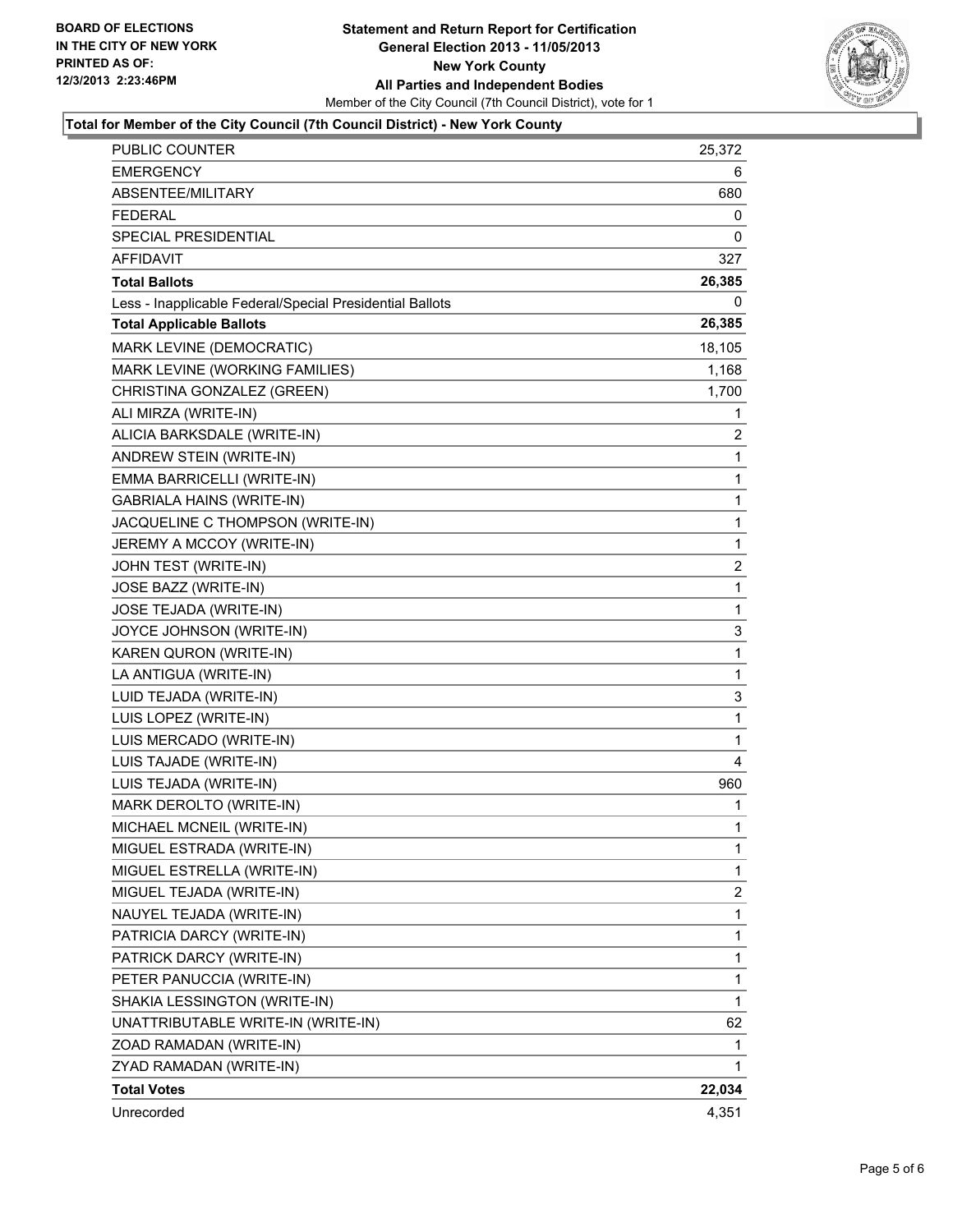**BOARD OF ELECTIONS IN THE CITY OF NEW YORK PRINTED AS OF: 12/3/2013 2:23:46PM**

# Statement and Return Report for Certification
## General Election 2013 - 11/05/2013
## New York County
## All Parties and Independent Bodies
Member of the City Council (7th Council District), vote for 1

### Total for Member of the City Council (7th Council District) - New York County

| | |
|---|---|
| PUBLIC COUNTER | 25,372 |
| EMERGENCY | 6 |
| ABSENTEE/MILITARY | 680 |
| FEDERAL | 0 |
| SPECIAL PRESIDENTIAL | 0 |
| AFFIDAVIT | 327 |
| **Total Ballots** | **26,385** |
| Less - Inapplicable Federal/Special Presidential Ballots | 0 |
| **Total Applicable Ballots** | **26,385** |
| MARK LEVINE (DEMOCRATIC) | 18,105 |
| MARK LEVINE (WORKING FAMILIES) | 1,168 |
| CHRISTINA GONZALEZ (GREEN) | 1,700 |
| ALI MIRZA (WRITE-IN) | 1 |
| ALICIA BARKSDALE (WRITE-IN) | 2 |
| ANDREW STEIN (WRITE-IN) | 1 |
| EMMA BARRICELLI (WRITE-IN) | 1 |
| GABRIALA HAINS (WRITE-IN) | 1 |
| JACQUELINE C THOMPSON (WRITE-IN) | 1 |
| JEREMY A MCCOY (WRITE-IN) | 1 |
| JOHN TEST (WRITE-IN) | 2 |
| JOSE BAZZ (WRITE-IN) | 1 |
| JOSE TEJADA (WRITE-IN) | 1 |
| JOYCE JOHNSON (WRITE-IN) | 3 |
| KAREN QURON (WRITE-IN) | 1 |
| LA ANTIGUA (WRITE-IN) | 1 |
| LUID TEJADA (WRITE-IN) | 3 |
| LUIS LOPEZ (WRITE-IN) | 1 |
| LUIS MERCADO (WRITE-IN) | 1 |
| LUIS TAJADE (WRITE-IN) | 4 |
| LUIS TEJADA (WRITE-IN) | 960 |
| MARK DEROLTO (WRITE-IN) | 1 |
| MICHAEL MCNEIL (WRITE-IN) | 1 |
| MIGUEL ESTRADA (WRITE-IN) | 1 |
| MIGUEL ESTRELLA (WRITE-IN) | 1 |
| MIGUEL TEJADA (WRITE-IN) | 2 |
| NAUYEL TEJADA (WRITE-IN) | 1 |
| PATRICIA DARCY (WRITE-IN) | 1 |
| PATRICK DARCY (WRITE-IN) | 1 |
| PETER PANUCCIA (WRITE-IN) | 1 |
| SHAKIA LESSINGTON (WRITE-IN) | 1 |
| UNATTRIBUTABLE WRITE-IN (WRITE-IN) | 62 |
| ZOAD RAMADAN (WRITE-IN) | 1 |
| ZYAD RAMADAN (WRITE-IN) | 1 |
| **Total Votes** | **22,034** |
| Unrecorded | 4,351 |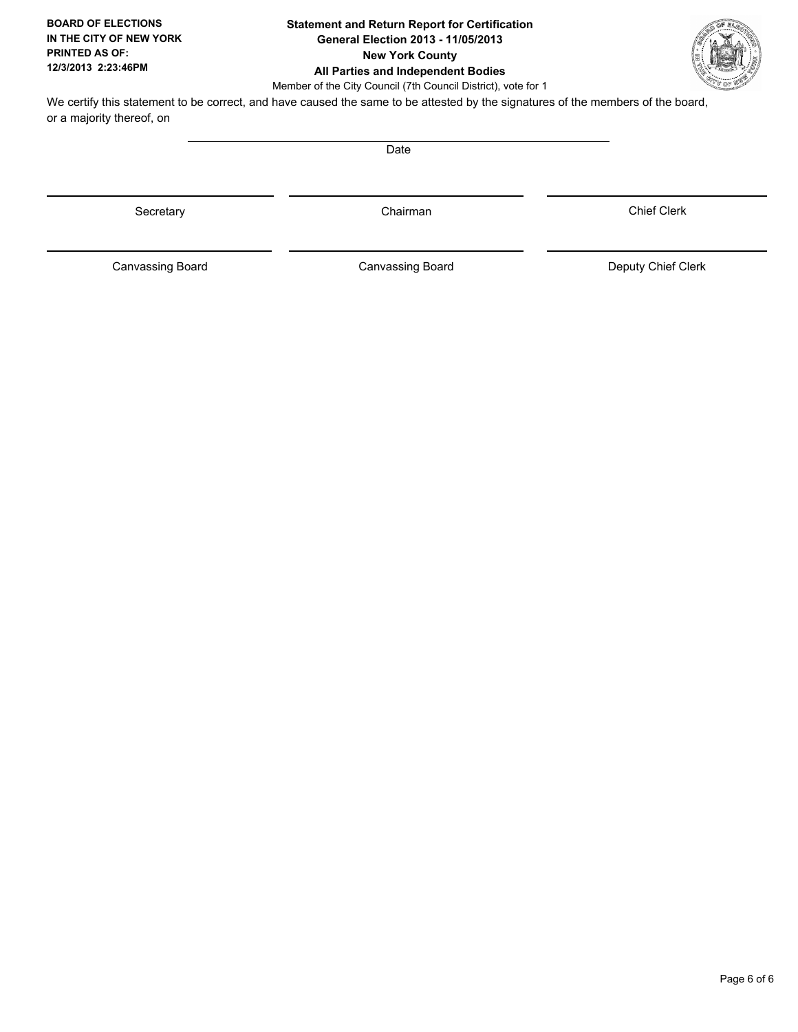We certify this statement to be correct, and have caused the same to be attested by the signatures of the members of the board, or a majority thereof, on

Date

| | | |
|---|---|---|
| Secretary | Chairman | Chief Clerk |
| Canvassing Board | Canvassing Board | Deputy Chief Clerk |